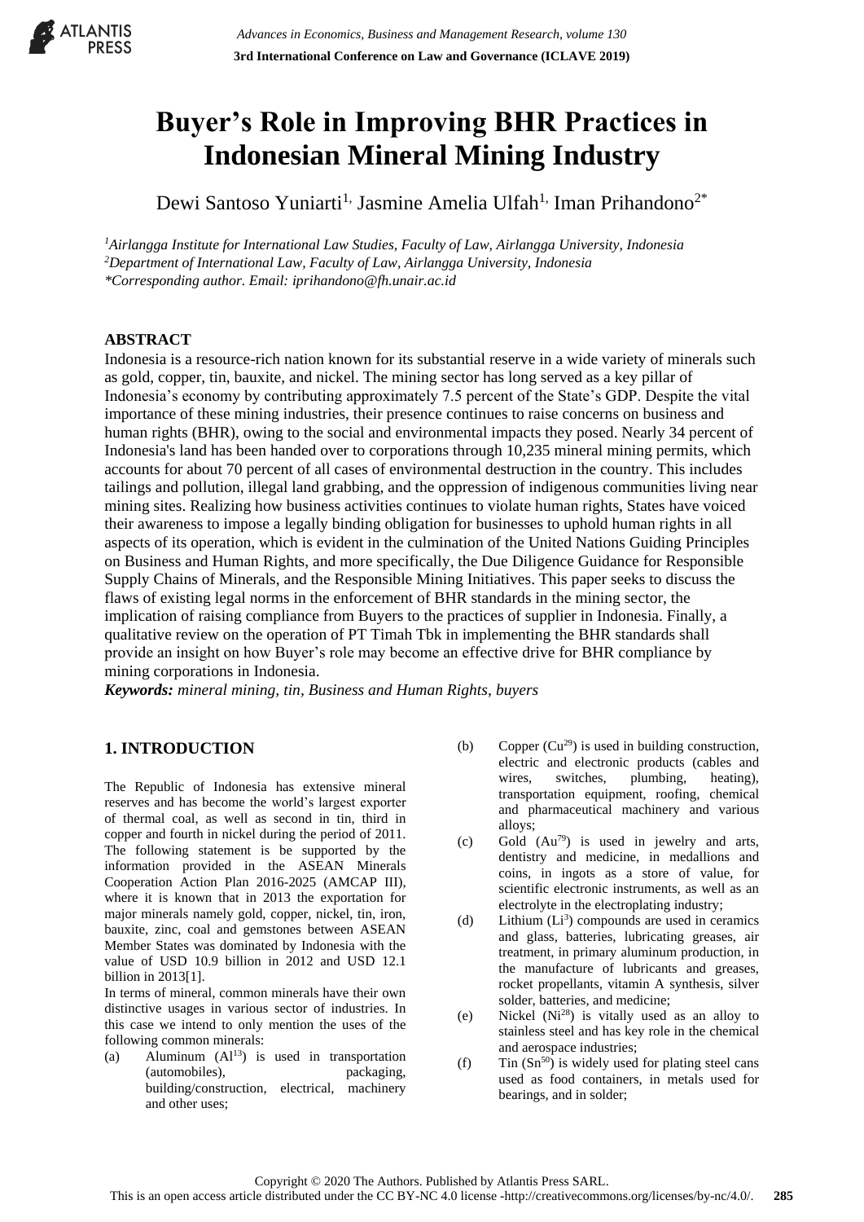# Buyer's Role in Improving BHR Practices in Indonesian Mineral Mining Industry

Dewi Santoso Yuniarti[1], Jasmine Amelia Ulfah[1], Iman Prihandono[2*]

[1]*Airlangga Institute for International Law Studies, Faculty of Law, Airlangga University, Indonesia*
[2]*Department of International Law, Faculty of Law, Airlangga University, Indonesia*
*\*Corresponding author. Email: iprihandono@fh.unair.ac.id*

## ABSTRACT

Indonesia is a resource-rich nation known for its substantial reserve in a wide variety of minerals such as gold, copper, tin, bauxite, and nickel. The mining sector has long served as a key pillar of Indonesia's economy by contributing approximately 7.5 percent of the State's GDP. Despite the vital importance of these mining industries, their presence continues to raise concerns on business and human rights (BHR), owing to the social and environmental impacts they posed. Nearly 34 percent of Indonesia's land has been handed over to corporations through 10,235 mineral mining permits, which accounts for about 70 percent of all cases of environmental destruction in the country. This includes tailings and pollution, illegal land grabbing, and the oppression of indigenous communities living near mining sites. Realizing how business activities continues to violate human rights, States have voiced their awareness to impose a legally binding obligation for businesses to uphold human rights in all aspects of its operation, which is evident in the culmination of the United Nations Guiding Principles on Business and Human Rights, and more specifically, the Due Diligence Guidance for Responsible Supply Chains of Minerals, and the Responsible Mining Initiatives. This paper seeks to discuss the flaws of existing legal norms in the enforcement of BHR standards in the mining sector, the implication of raising compliance from Buyers to the practices of supplier in Indonesia. Finally, a qualitative review on the operation of PT Timah Tbk in implementing the BHR standards shall provide an insight on how Buyer's role may become an effective drive for BHR compliance by mining corporations in Indonesia.

***Keywords:*** *mineral mining, tin, Business and Human Rights, buyers*

## 1. INTRODUCTION

The Republic of Indonesia has extensive mineral reserves and has become the world's largest exporter of thermal coal, as well as second in tin, third in copper and fourth in nickel during the period of 2011. The following statement is be supported by the information provided in the ASEAN Minerals Cooperation Action Plan 2016-2025 (AMCAP III), where it is known that in 2013 the exportation for major minerals namely gold, copper, nickel, tin, iron, bauxite, zinc, coal and gemstones between ASEAN Member States was dominated by Indonesia with the value of USD 10.9 billion in 2012 and USD 12.1 billion in 2013[1].

In terms of mineral, common minerals have their own distinctive usages in various sector of industries. In this case we intend to only mention the uses of the following common minerals:

(a) Aluminum ($Al^{13}$) is used in transportation (automobiles), packaging, building/construction, electrical, machinery and other uses;

(b) Copper ($Cu^{29}$) is used in building construction, electric and electronic products (cables and wires, switches, plumbing, heating), transportation equipment, roofing, chemical and pharmaceutical machinery and various alloys;

(c) Gold ($Au^{79}$) is used in jewelry and arts, dentistry and medicine, in medallions and coins, in ingots as a store of value, for scientific electronic instruments, as well as an electrolyte in the electroplating industry;

(d) Lithium ($Li^{3}$) compounds are used in ceramics and glass, batteries, lubricating greases, air treatment, in primary aluminum production, in the manufacture of lubricants and greases, rocket propellants, vitamin A synthesis, silver solder, batteries, and medicine;

(e) Nickel ($Ni^{28}$) is vitally used as an alloy to stainless steel and has key role in the chemical and aerospace industries;

(f) Tin ($Sn^{50}$) is widely used for plating steel cans used as food containers, in metals used for bearings, and in solder;

Copyright © 2020 The Authors. Published by Atlantis Press SARL.
This is an open access article distributed under the CC BY-NC 4.0 license -http://creativecommons.org/licenses/by-nc/4.0/.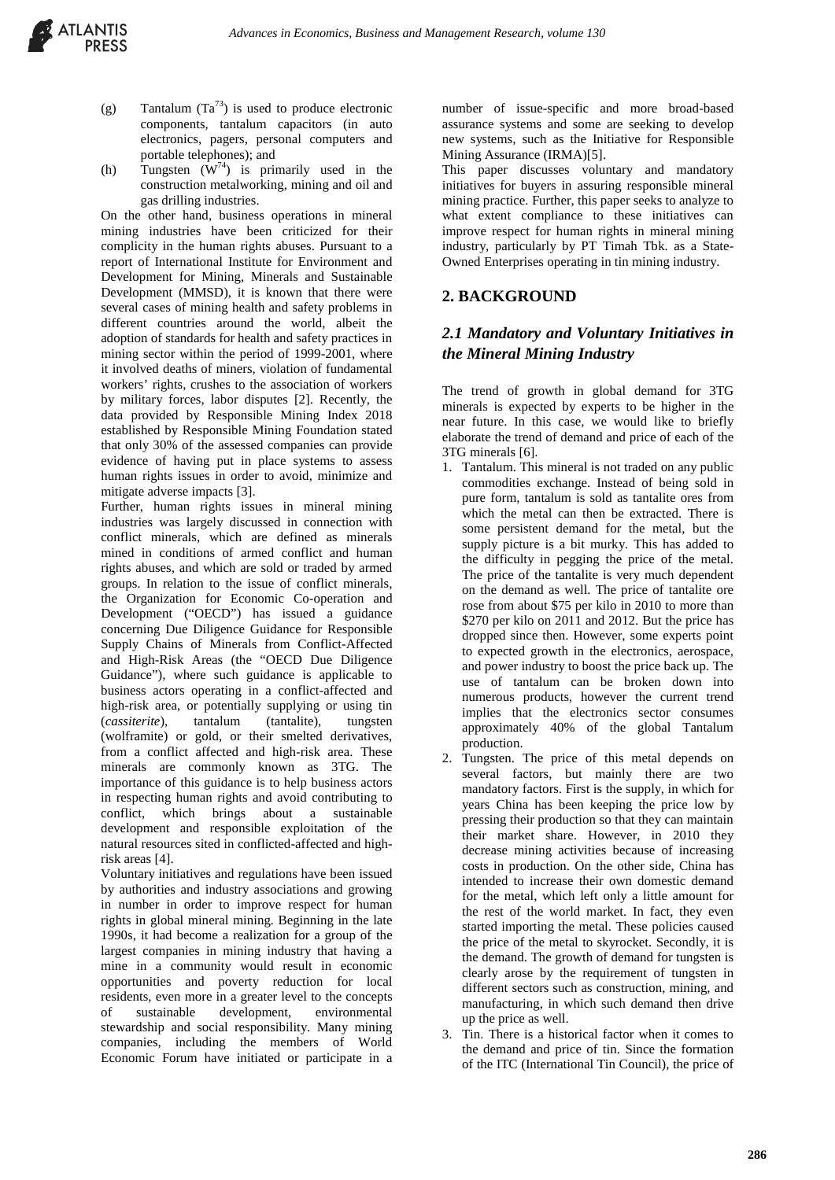(g) Tantalum ($Ta^{73}$) is used to produce electronic components, tantalum capacitors (in auto electronics, pagers, personal computers and portable telephones); and

(h) Tungsten ($W^{74}$) is primarily used in the construction metalworking, mining and oil and gas drilling industries.

On the other hand, business operations in mineral mining industries have been criticized for their complicity in the human rights abuses. Pursuant to a report of International Institute for Environment and Development for Mining, Minerals and Sustainable Development (MMSD), it is known that there were several cases of mining health and safety problems in different countries around the world, albeit the adoption of standards for health and safety practices in mining sector within the period of 1999-2001, where it involved deaths of miners, violation of fundamental workers' rights, crushes to the association of workers by military forces, labor disputes [2]. Recently, the data provided by Responsible Mining Index 2018 established by Responsible Mining Foundation stated that only 30% of the assessed companies can provide evidence of having put in place systems to assess human rights issues in order to avoid, minimize and mitigate adverse impacts [3].

Further, human rights issues in mineral mining industries was largely discussed in connection with conflict minerals, which are defined as minerals mined in conditions of armed conflict and human rights abuses, and which are sold or traded by armed groups. In relation to the issue of conflict minerals, the Organization for Economic Co-operation and Development ("OECD") has issued a guidance concerning Due Diligence Guidance for Responsible Supply Chains of Minerals from Conflict-Affected and High-Risk Areas (the "OECD Due Diligence Guidance"), where such guidance is applicable to business actors operating in a conflict-affected and high-risk area, or potentially supplying or using tin (*cassiterite*), tantalum (tantalite), tungsten (wolframite) or gold, or their smelted derivatives, from a conflict affected and high-risk area. These minerals are commonly known as 3TG. The importance of this guidance is to help business actors in respecting human rights and avoid contributing to conflict, which brings about a sustainable development and responsible exploitation of the natural resources sited in conflicted-affected and high-risk areas [4].

Voluntary initiatives and regulations have been issued by authorities and industry associations and growing in number in order to improve respect for human rights in global mineral mining. Beginning in the late 1990s, it had become a realization for a group of the largest companies in mining industry that having a mine in a community would result in economic opportunities and poverty reduction for local residents, even more in a greater level to the concepts of sustainable development, environmental stewardship and social responsibility. Many mining companies, including the members of World Economic Forum have initiated or participate in a number of issue-specific and more broad-based assurance systems and some are seeking to develop new systems, such as the Initiative for Responsible Mining Assurance (IRMA)[5].

This paper discusses voluntary and mandatory initiatives for buyers in assuring responsible mineral mining practice. Further, this paper seeks to analyze to what extent compliance to these initiatives can improve respect for human rights in mineral mining industry, particularly by PT Timah Tbk. as a State-Owned Enterprises operating in tin mining industry.

## 2. BACKGROUND

### *2.1 Mandatory and Voluntary Initiatives in the Mineral Mining Industry*

The trend of growth in global demand for 3TG minerals is expected by experts to be higher in the near future. In this case, we would like to briefly elaborate the trend of demand and price of each of the 3TG minerals [6].

1. Tantalum. This mineral is not traded on any public commodities exchange. Instead of being sold in pure form, tantalum is sold as tantalite ores from which the metal can then be extracted. There is some persistent demand for the metal, but the supply picture is a bit murky. This has added to the difficulty in pegging the price of the metal. The price of the tantalite is very much dependent on the demand as well. The price of tantalite ore rose from about $75 per kilo in 2010 to more than $270 per kilo on 2011 and 2012. But the price has dropped since then. However, some experts point to expected growth in the electronics, aerospace, and power industry to boost the price back up. The use of tantalum can be broken down into numerous products, however the current trend implies that the electronics sector consumes approximately 40% of the global Tantalum production.
2. Tungsten. The price of this metal depends on several factors, but mainly there are two mandatory factors. First is the supply, in which for years China has been keeping the price low by pressing their production so that they can maintain their market share. However, in 2010 they decrease mining activities because of increasing costs in production. On the other side, China has intended to increase their own domestic demand for the metal, which left only a little amount for the rest of the world market. In fact, they even started importing the metal. These policies caused the price of the metal to skyrocket. Secondly, it is the demand. The growth of demand for tungsten is clearly arose by the requirement of tungsten in different sectors such as construction, mining, and manufacturing, in which such demand then drive up the price as well.
3. Tin. There is a historical factor when it comes to the demand and price of tin. Since the formation of the ITC (International Tin Council), the price of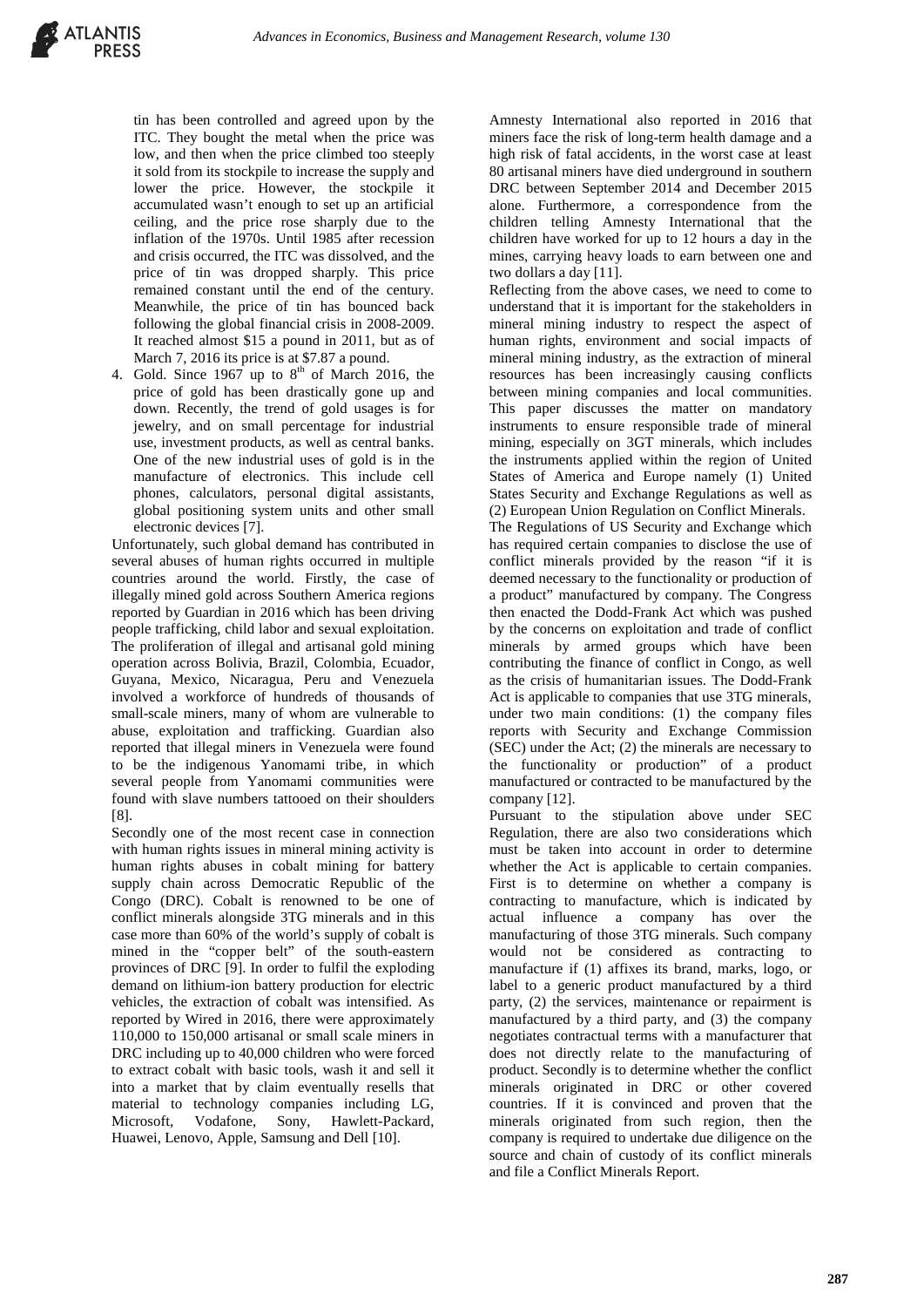tin has been controlled and agreed upon by the ITC. They bought the metal when the price was low, and then when the price climbed too steeply it sold from its stockpile to increase the supply and lower the price. However, the stockpile it accumulated wasn't enough to set up an artificial ceiling, and the price rose sharply due to the inflation of the 1970s. Until 1985 after recession and crisis occurred, the ITC was dissolved, and the price of tin was dropped sharply. This price remained constant until the end of the century. Meanwhile, the price of tin has bounced back following the global financial crisis in 2008-2009. It reached almost $15 a pound in 2011, but as of March 7, 2016 its price is at $7.87 a pound.

4. Gold. Since 1967 up to 8th of March 2016, the price of gold has been drastically gone up and down. Recently, the trend of gold usages is for jewelry, and on small percentage for industrial use, investment products, as well as central banks. One of the new industrial uses of gold is in the manufacture of electronics. This include cell phones, calculators, personal digital assistants, global positioning system units and other small electronic devices [7].

Unfortunately, such global demand has contributed in several abuses of human rights occurred in multiple countries around the world. Firstly, the case of illegally mined gold across Southern America reported by Guardian in 2016 which has been driving people trafficking, child labor and sexual exploitation. The proliferation of illegal and artisanal gold mining operation across Bolivia, Brazil, Colombia, Ecuador, Guyana, Mexico, Nicaragua, Peru and Venezuela involved a workforce of hundreds of thousands of small-scale miners, many of whom are vulnerable to abuse, exploitation and trafficking. Guardian also reported that illegal miners in Venezuela were found to be the indigenous Yanomami tribe, in which several people from Yanomami communities were found with slave numbers tattooed on their shoulders [8].

Secondly one of the most recent case in connection with human rights issues in mineral mining activity is human rights abuses in cobalt mining for battery supply chain across Democratic Republic of the Congo (DRC). Cobalt is renowned to be one of conflict minerals alongside 3TG minerals and in this case more than 60% of the world's supply of cobalt is mined in the "copper belt" of the south-eastern provinces of DRC [9]. In order to fulfil the exploding demand on lithium-ion battery production for electric vehicles, the extraction of cobalt was intensified. As reported by Wired in 2016, there were approximately 110,000 to 150,000 artisanal or small scale miners in DRC including up to 40,000 children who were forced to extract cobalt with basic tools, wash it and sell it into a market that by claim eventually resells that material to technology companies including LG, Microsoft, Vodafone, Sony, Hawlett-Packard, Huawei, Lenovo, Apple, Samsung and Dell [10].

Amnesty International also reported in 2016 that miners face the risk of long-term health damage and a high risk of fatal accidents, in the worst case at least 80 artisanal miners have died underground in southern DRC between September 2014 and December 2015 alone. Furthermore, a correspondence from the children telling Amnesty International that the children have worked for up to 12 hours a day in the mines, carrying heavy loads to earn between one and two dollars a day [11].

Reflecting from the above cases, we need to come to understand that it is important for the stakeholders in mineral mining industry to respect the aspect of human rights, environment and social impacts of mineral mining industry, as the extraction of mineral resources has been increasingly causing conflicts between mining companies and local communities. This paper discusses the matter on mandatory instruments to ensure responsible trade of mineral mining, especially on 3GT minerals, which includes the instruments applied within the region of United States of America and Europe namely (1) United States Security and Exchange Regulations as well as (2) European Union Regulation on Conflict Minerals.

The Regulations of US Security and Exchange which has required certain companies to disclose the use of conflict minerals provided by the reason "if it is deemed necessary to the functionality or production of a product" manufactured by company. The Congress then enacted the Dodd-Frank Act which was pushed by the concerns on exploitation and trade of conflict minerals by armed groups which have been contributing the finance of conflict in Congo, as well as the crisis of humanitarian issues. The Dodd-Frank Act is applicable to companies that use 3TG minerals, under two main conditions: (1) the company files reports with Security and Exchange Commission (SEC) under the Act; (2) the minerals are necessary to the functionality or production" of a product manufactured or contracted to be manufactured by the company [12].

Pursuant to the stipulation above under SEC Regulation, there are also two considerations which must be taken into account in order to determine whether the Act is applicable to certain companies. First is to determine on whether a company is contracting to manufacture, which is indicated by actual influence a company has over the manufacturing of those 3TG minerals. Such company would not be considered as contracting to manufacture if (1) affixes its brand, marks, logo, or label to a generic product manufactured by a third party, (2) the services, maintenance or repairment is manufactured by a third party, and (3) the company negotiates contractual terms with a manufacturer that does not directly relate to the manufacturing of product. Secondly is to determine whether the conflict minerals originated in DRC or other covered countries. If it is convinced and proven that the minerals originated from such region, then the company is required to undertake due diligence on the source and chain of custody of its conflict minerals and file a Conflict Minerals Report.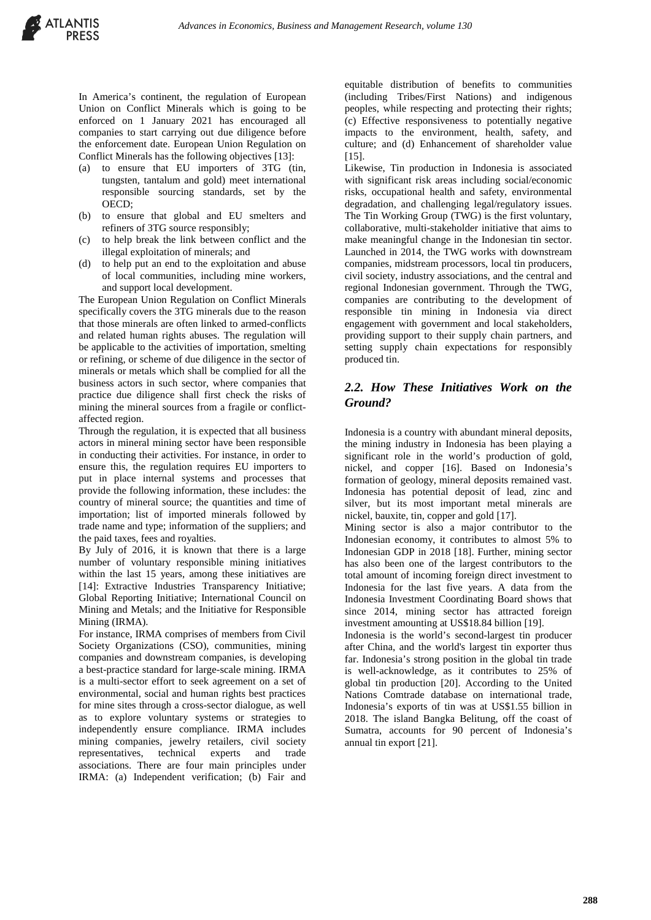In America's continent, the regulation of European Union on Conflict Minerals which is going to be enforced on 1 January 2021 has encouraged all companies to start carrying out due diligence before the enforcement date. European Union Regulation on Conflict Minerals has the following objectives [13]:

(a) to ensure that EU importers of 3TG (tin, tungsten, tantalum and gold) meet international responsible sourcing standards, set by the OECD;
(b) to ensure that global and EU smelters and refiners of 3TG source responsibly;
(c) to help break the link between conflict and the illegal exploitation of minerals; and
(d) to help put an end to the exploitation and abuse of local communities, including mine workers, and support local development.

The European Union Regulation on Conflict Minerals specifically covers the 3TG minerals due to the reason that those minerals are often linked to armed-conflicts and related human rights abuses. The regulation will be applicable to the activities of importation, smelting or refining, or scheme of due diligence in the sector of minerals or metals which shall be complied for all the business actors in such sector, where companies that practice due diligence shall first check the risks of mining the mineral sources from a fragile or conflict-affected region.

Through the regulation, it is expected that all business actors in mineral mining sector have been responsible in conducting their activities. For instance, in order to ensure this, the regulation requires EU importers to put in place internal systems and processes that provide the following information, these includes: the country of mineral source; the quantities and time of importation; list of imported minerals followed by trade name and type; information of the suppliers; and the paid taxes, fees and royalties.

By July of 2016, it is known that there is a large number of voluntary responsible mining initiatives within the last 15 years, among these initiatives are [14]: Extractive Industries Transparency Initiative; Global Reporting Initiative; International Council on Mining and Metals; and the Initiative for Responsible Mining (IRMA).

For instance, IRMA comprises of members from Civil Society Organizations (CSO), communities, mining companies and downstream companies, is developing a best-practice standard for large-scale mining. IRMA is a multi-sector effort to seek agreement on a set of environmental, social and human rights best practices for mine sites through a cross-sector dialogue, as well as to explore voluntary systems or strategies to independently ensure compliance. IRMA includes mining companies, jewelry retailers, civil society representatives, technical experts and trade associations. There are four main principles under IRMA: (a) Independent verification; (b) Fair and equitable distribution of benefits to communities (including Tribes/First Nations) and indigenous peoples, while respecting and protecting their rights; (c) Effective responsiveness to potentially negative impacts to the environment, health, safety, and culture; and (d) Enhancement of shareholder value [15].

Likewise, Tin production in Indonesia is associated with significant risk areas including social/economic risks, occupational health and safety, environmental degradation, and challenging legal/regulatory issues. The Tin Working Group (TWG) is the first voluntary, collaborative, multi-stakeholder initiative that aims to make meaningful change in the Indonesian tin sector. Launched in 2014, the TWG works with downstream companies, midstream processors, local tin producers, civil society, industry associations, and the central and regional Indonesian government. Through the TWG, companies are contributing to the development of responsible tin mining in Indonesia via direct engagement with government and local stakeholders, providing support to their supply chain partners, and setting supply chain expectations for responsibly produced tin.

## *2.2. How These Initiatives Work on the Ground?*

Indonesia is a country with abundant mineral deposits, the mining industry in Indonesia has been playing a significant role in the world's production of gold, nickel, and copper [16]. Based on Indonesia's formation of geology, mineral deposits remained vast. Indonesia has potential deposit of lead, zinc and silver, but its most important metal minerals are nickel, bauxite, tin, copper and gold [17].

Mining sector is also a major contributor to the Indonesian economy, it contributes to almost 5% to Indonesian GDP in 2018 [18]. Further, mining sector has also been one of the largest contributors to the total amount of incoming foreign direct investment to Indonesia for the last five years. A data from the Indonesia Investment Coordinating Board shows that since 2014, mining sector has attracted foreign investment amounting at US$18.84 billion [19].

Indonesia is the world's second-largest tin producer after China, and the world's largest tin exporter thus far. Indonesia's strong position in the global tin trade is well-acknowledge, as it contributes to 25% of global tin production [20]. According to the United Nations Comtrade database on international trade, Indonesia's exports of tin was at US$1.55 billion in 2018. The island Bangka Belitung, off the coast of Sumatra, accounts for 90 percent of Indonesia's annual tin export [21].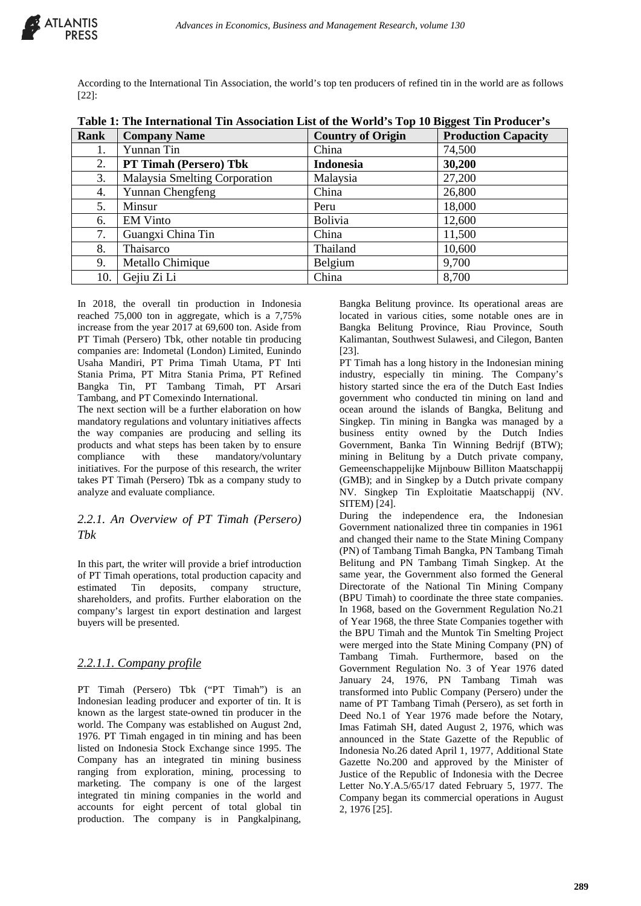According to the International Tin Association, the world's top ten producers of refined tin in the world are as follows [22]:

**Table 1: The International Tin Association List of the World's Top 10 Biggest Tin Producer's**

| Rank | Company Name | Country of Origin | Production Capacity |
|---|---|---|---|
| 1. | Yunnan Tin | China | 74,500 |
| 2. | **PT Timah (Persero) Tbk** | **Indonesia** | **30,200** |
| 3. | Malaysia Smelting Corporation | Malaysia | 27,200 |
| 4. | Yunnan Chengfeng | China | 26,800 |
| 5. | Minsur | Peru | 18,000 |
| 6. | EM Vinto | Bolivia | 12,600 |
| 7. | Guangxi China Tin | China | 11,500 |
| 8. | Thaisarco | Thailand | 10,600 |
| 9. | Metallo Chimique | Belgium | 9,700 |
| 10. | Gejiu Zi Li | China | 8,700 |

In 2018, the overall tin production in Indonesia reached 75,000 ton in aggregate, which is a 7,75% increase from the year 2017 at 69,600 ton. Aside from PT Timah (Persero) Tbk, other notable tin producing companies are: Indometal (London) Limited, Eunindo Usaha Mandiri, PT Prima Timah Utama, PT Inti Stania Prima, PT Mitra Stania Prima, PT Refined Bangka Tin, PT Tambang Timah, PT Arsari Tambang, and PT Comexindo International.

The next section will be a further elaboration on how mandatory regulations and voluntary initiatives affects the way companies are producing and selling its products and what steps has been taken by to ensure compliance with these mandatory/voluntary initiatives. For the purpose of this research, the writer takes PT Timah (Persero) Tbk as a company study to analyze and evaluate compliance.

### *2.2.1. An Overview of PT Timah (Persero) Tbk*

In this part, the writer will provide a brief introduction of PT Timah operations, total production capacity and estimated Tin deposits, company structure, shareholders, and profits. Further elaboration on the company's largest tin export destination and largest buyers will be presented.

#### *2.2.1.1. Company profile*

PT Timah (Persero) Tbk ("PT Timah") is an Indonesian leading producer and exporter of tin. It is known as the largest state-owned tin producer in the world. The Company was established on August 2nd, 1976. PT Timah engaged in tin mining and has been listed on Indonesia Stock Exchange since 1995. The Company has an integrated tin mining business ranging from exploration, mining, processing to marketing. The company is one of the largest integrated tin mining companies in the world and accounts for eight percent of total global tin production. The company is in Pangkalpinang, Bangka Belitung province. Its operational areas are located in various cities, some notable ones are in Bangka Belitung Province, Riau Province, South Kalimantan, Southwest Sulawesi, and Cilegon, Banten [23].

PT Timah has a long history in the Indonesian mining industry, especially tin mining. The Company's history started since the era of the Dutch East Indies government who conducted tin mining on land and ocean around the islands of Bangka, Belitung and Singkep. Tin mining in Bangka was managed by a business entity owned by the Dutch Indies Government, Banka Tin Winning Bedrijf (BTW); mining in Belitung by a Dutch private company, Gemeenschappelijke Mijnbouw Billiton Maatschappij (GMB); and in Singkep by a Dutch private company NV. Singkep Tin Exploitatie Maatschappij (NV. SITEM) [24].

During the independence era, the Indonesian Government nationalized three tin companies in 1961 and changed their name to the State Mining Company (PN) of Tambang Timah Bangka, PN Tambang Timah Belitung and PN Tambang Timah Singkep. At the same year, the Government also formed the General Directorate of the National Tin Mining Company (BPU Timah) to coordinate the three state companies. In 1968, based on the Government Regulation No.21 of Year 1968, the three State Companies together with the BPU Timah and the Muntok Tin Smelting Project were merged into the State Mining Company (PN) of Tambang Timah. Furthermore, based on the Government Regulation No. 3 of Year 1976 dated January 24, 1976, PN Tambang Timah was transformed into Public Company (Persero) under the name of PT Tambang Timah (Persero), as set forth in Deed No.1 of Year 1976 made before the Notary, Imas Fatimah SH, dated August 2, 1976, which was announced in the State Gazette of the Republic of Indonesia No.26 dated April 1, 1977, Additional State Gazette No.200 and approved by the Minister of Justice of the Republic of Indonesia with the Decree Letter No.Y.A.5/65/17 dated February 5, 1977. The Company began its commercial operations in August 2, 1976 [25].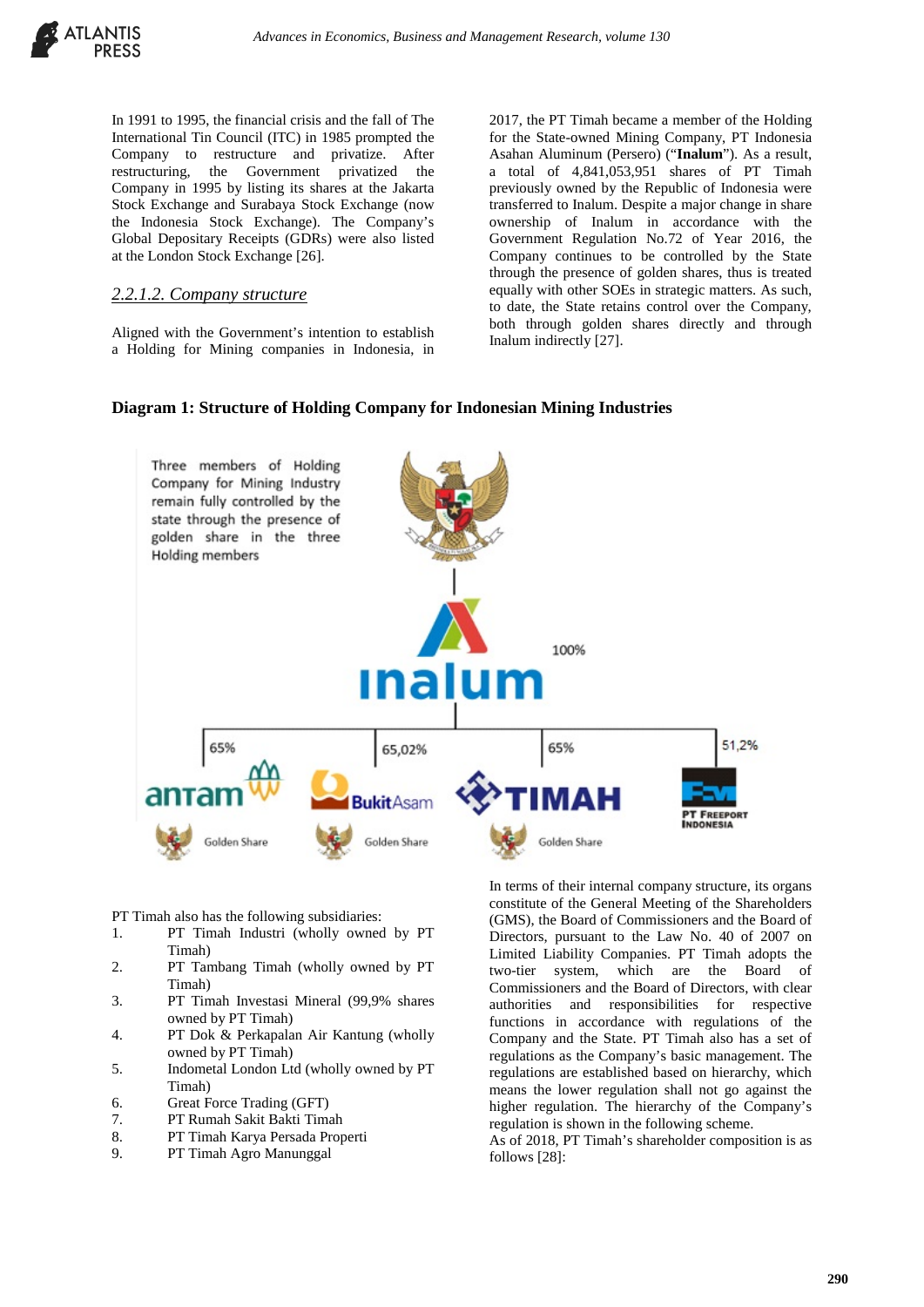In 1991 to 1995, the financial crisis and the fall of The International Tin Council (ITC) in 1985 prompted the Company to restructure and privatize. After restructuring, the Government privatized the Company in 1995 by listing its shares at the Jakarta Stock Exchange and Surabaya Stock Exchange (now the Indonesia Stock Exchange). The Company's Global Depositary Receipts (GDRs) were also listed at the London Stock Exchange [26].

### *2.2.1.2. Company structure*

Aligned with the Government's intention to establish a Holding for Mining companies in Indonesia, in 2017, the PT Timah became a member of the Holding for the State-owned Mining Company, PT Indonesia Asahan Aluminum (Persero) ("**Inalum**"). As a result, a total of 4,841,053,951 shares of PT Timah previously owned by the Republic of Indonesia were transferred to Inalum. Despite a major change in share ownership of Inalum in accordance with the Government Regulation No.72 of Year 2016, the Company continues to be controlled by the State through the presence of golden shares, thus is treated equally with other SOEs in strategic matters. As such, to date, the State retains control over the Company, both through golden shares directly and through Inalum indirectly [27].

**Diagram 1: Structure of Holding Company for Indonesian Mining Industries**

Three members of Holding Company for Mining Industry remain fully controlled by the state through the presence of golden share in the three Holding members

inalum — 100%

65% antam — Golden Share
65,02% BukitAsam — Golden Share
65% TIMAH — Golden Share
51,2% PT Freeport Indonesia

PT Timah also has the following subsidiaries:

1. PT Timah Industri (wholly owned by PT Timah)
2. PT Tambang Timah (wholly owned by PT Timah)
3. PT Timah Investasi Mineral (99,9% shares owned by PT Timah)
4. PT Dok & Perkapalan Air Kantung (wholly owned by PT Timah)
5. Indometal London Ltd (wholly owned by PT Timah)
6. Great Force Trading (GFT)
7. PT Rumah Sakit Bakti Timah
8. PT Timah Karya Persada Properti
9. PT Timah Agro Manunggal

In terms of their internal company structure, its organs constitute of the General Meeting of the Shareholders (GMS), the Board of Commissioners and the Board of Directors, pursuant to the Law No. 40 of 2007 on Limited Liability Companies. PT Timah adopts the two-tier system, which are the Board of Commissioners and the Board of Directors, with clear authorities and responsibilities for respective functions in accordance with regulations of the Company and the State. PT Timah also has a set of regulations as the Company's basic management. The regulations are established based on hierarchy, which means the lower regulation shall not go against the higher regulation. The hierarchy of the Company's regulation is shown in the following scheme.

As of 2018, PT Timah's shareholder composition is as follows [28]: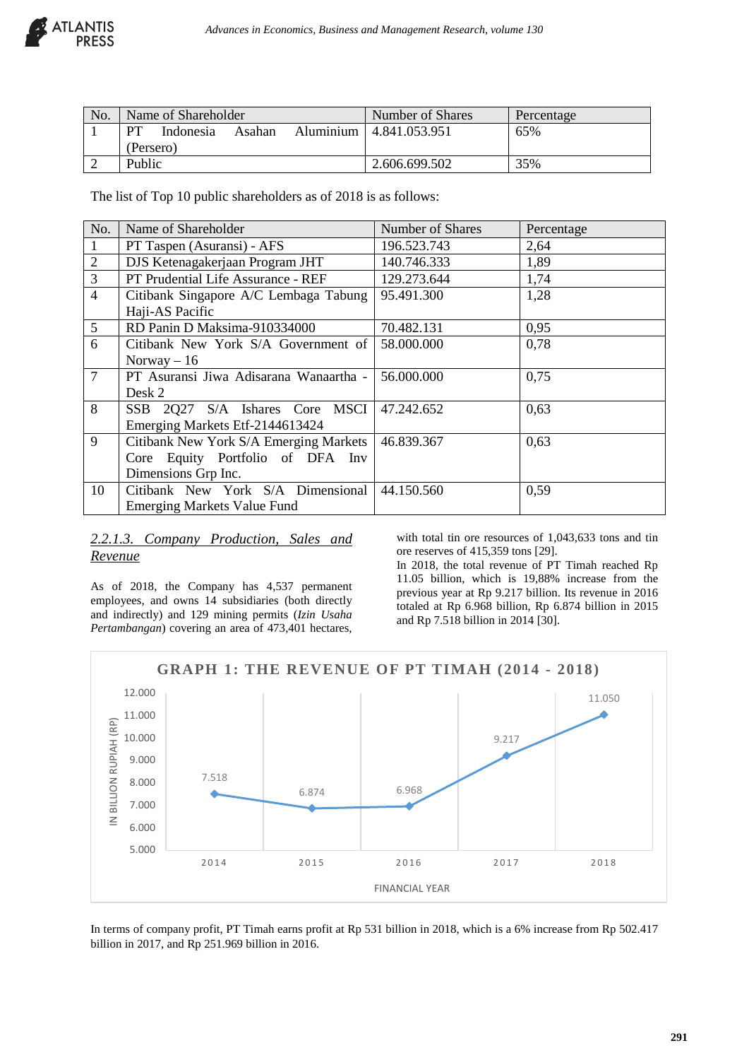| No. | Name of Shareholder | Number of Shares | Percentage |
|---|---|---|---|
| 1 | PT Indonesia Asahan Aluminium (Persero) | 4.841.053.951 | 65% |
| 2 | Public | 2.606.699.502 | 35% |

The list of Top 10 public shareholders as of 2018 is as follows:

| No. | Name of Shareholder | Number of Shares | Percentage |
|---|---|---|---|
| 1 | PT Taspen (Asuransi) - AFS | 196.523.743 | 2,64 |
| 2 | DJS Ketenagakerjaan Program JHT | 140.746.333 | 1,89 |
| 3 | PT Prudential Life Assurance - REF | 129.273.644 | 1,74 |
| 4 | Citibank Singapore A/C Lembaga Tabung Haji-AS Pacific | 95.491.300 | 1,28 |
| 5 | RD Panin D Maksima-910334000 | 70.482.131 | 0,95 |
| 6 | Citibank New York S/A Government of Norway – 16 | 58.000.000 | 0,78 |
| 7 | PT Asuransi Jiwa Adisarana Wanaartha - Desk 2 | 56.000.000 | 0,75 |
| 8 | SSB 2Q27 S/A Ishares Core MSCI Emerging Markets Etf-2144613424 | 47.242.652 | 0,63 |
| 9 | Citibank New York S/A Emerging Markets Core Equity Portfolio of DFA Inv Dimensions Grp Inc. | 46.839.367 | 0,63 |
| 10 | Citibank New York S/A Dimensional Emerging Markets Value Fund | 44.150.560 | 0,59 |

#### *2.2.1.3. Company Production, Sales and Revenue*

As of 2018, the Company has 4,537 permanent employees, and owns 14 subsidiaries (both directly and indirectly) and 129 mining permits (*Izin Usaha Pertambangan*) covering an area of 473,401 hectares, with total tin ore resources of 1,043,633 tons and tin ore reserves of 415,359 tons [29].

In 2018, the total revenue of PT Timah reached Rp 11.05 billion, which is 19,88% increase from the previous year at Rp 9.217 billion. Its revenue in 2016 totaled at Rp 6.968 billion, Rp 6.874 billion in 2015 and Rp 7.518 billion in 2014 [30].

GRAPH 1: THE REVENUE OF PT TIMAH (2014 - 2018)

In terms of company profit, PT Timah earns profit at Rp 531 billion in 2018, which is a 6% increase from Rp 502.417 billion in 2017, and Rp 251.969 billion in 2016.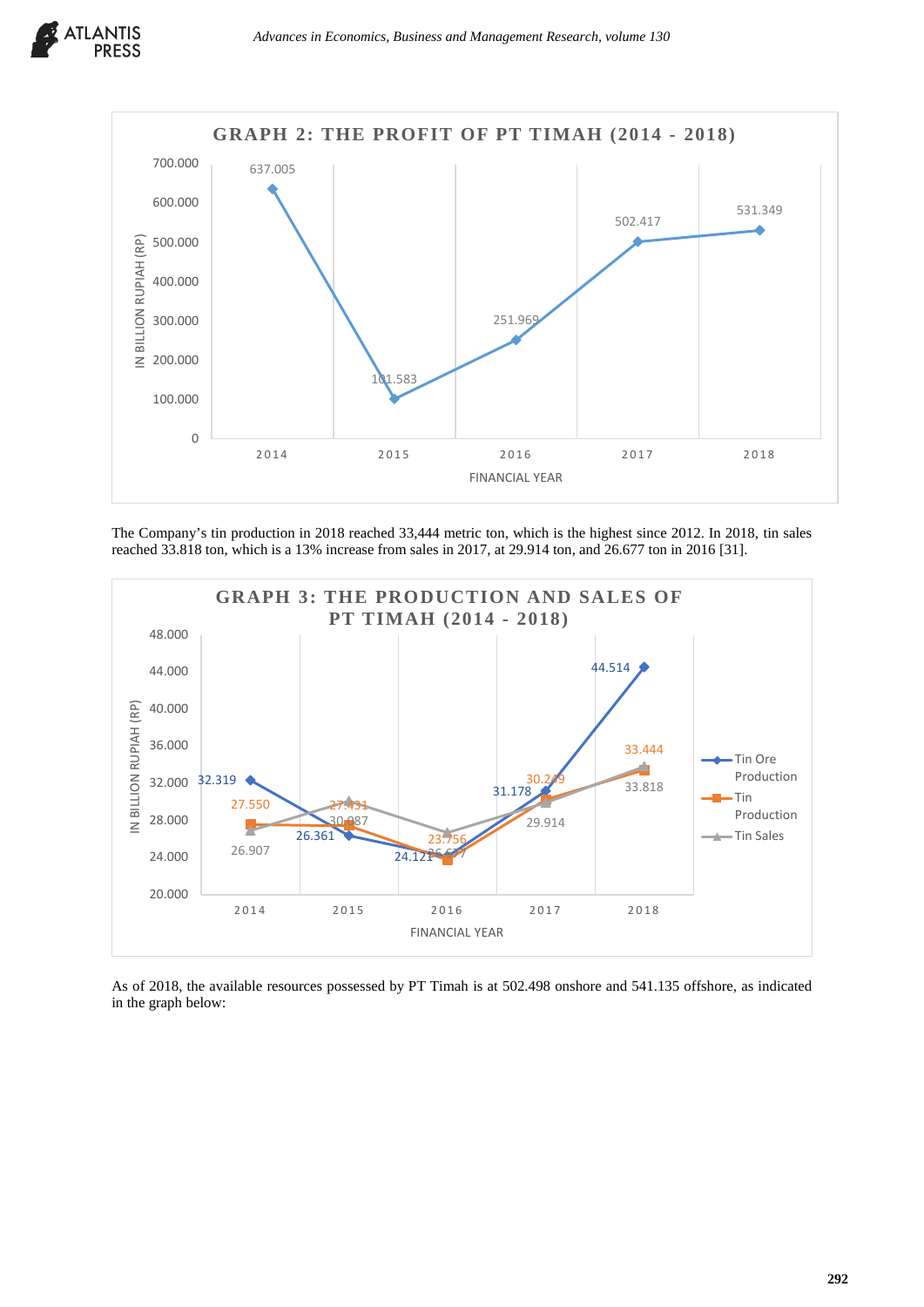**GRAPH 2: THE PROFIT OF PT TIMAH (2014 - 2018)**

| Financial Year | Profit (in Billion Rupiah (Rp)) |
|---|---|
| 2014 | 637.005 |
| 2015 | 101.583 |
| 2016 | 251.969 |
| 2017 | 502.417 |
| 2018 | 531.349 |

The Company's tin production in 2018 reached 33,444 metric ton, which is the highest since 2012. In 2018, tin sales reached 33.818 ton, which is a 13% increase from sales in 2017, at 29.914 ton, and 26.677 ton in 2016 [31].

**GRAPH 3: THE PRODUCTION AND SALES OF PT TIMAH (2014 - 2018)**

| Financial Year | Tin Ore Production | Tin Production | Tin Sales |
|---|---|---|---|
| 2014 | 32.319 | 27.550 | 26.907 |
| 2015 | 26.361 | 27.431 | 30.087 |
| 2016 | 24.121 | 23.756 | 26.677 |
| 2017 | 31.178 | 30.249 | 29.914 |
| 2018 | 44.514 | 33.444 | 33.818 |

As of 2018, the available resources possessed by PT Timah is at 502.498 onshore and 541.135 offshore, as indicated in the graph below: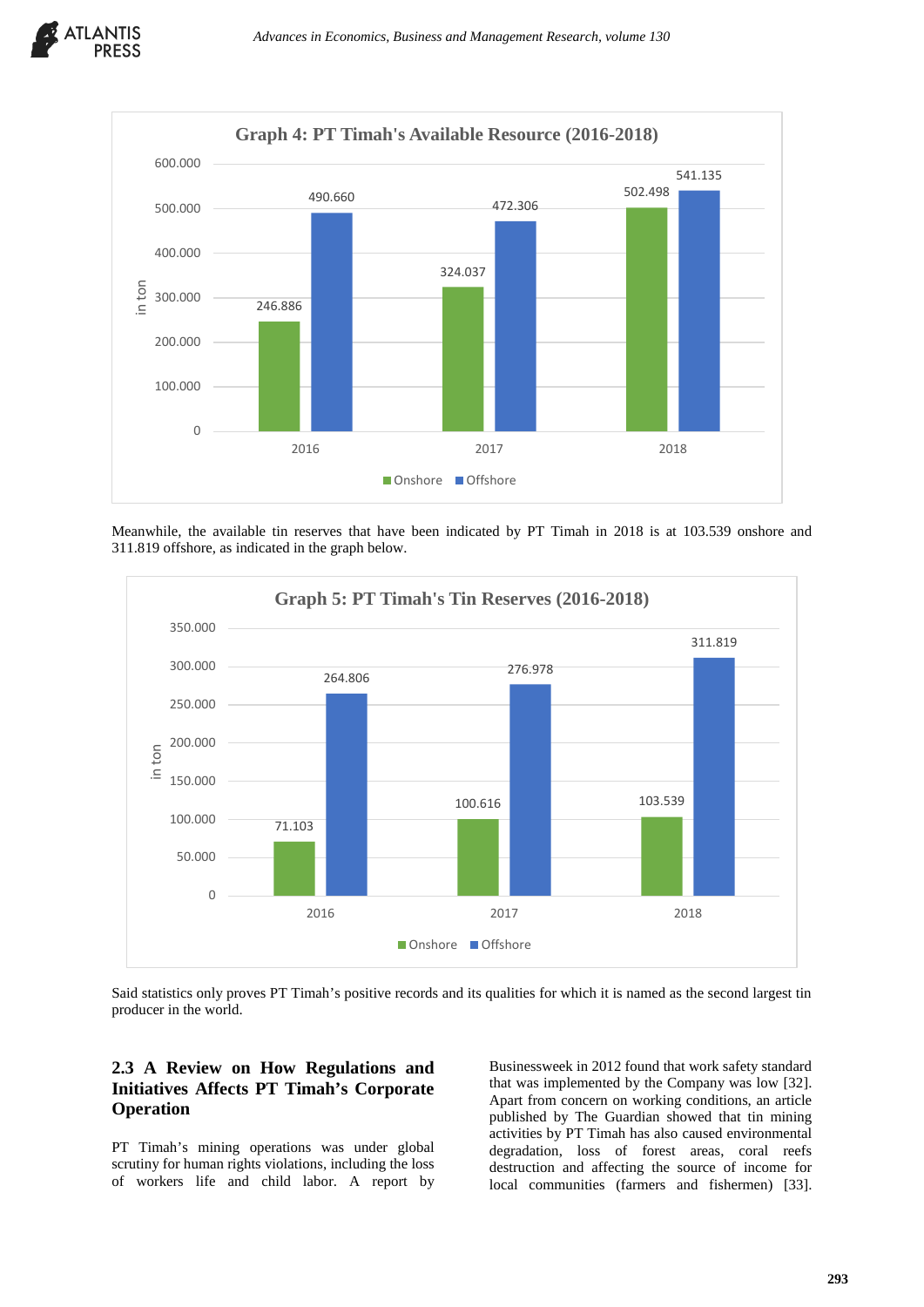**Graph 4: PT Timah's Available Resource (2016-2018)**

| Year | Onshore (in ton) | Offshore (in ton) |
|---|---|---|
| 2016 | 246.886 | 490.660 |
| 2017 | 324.037 | 472.306 |
| 2018 | 502.498 | 541.135 |

Meanwhile, the available tin reserves that have been indicated by PT Timah in 2018 is at 103.539 onshore and 311.819 offshore, as indicated in the graph below.

**Graph 5: PT Timah's Tin Reserves (2016-2018)**

| Year | Onshore (in ton) | Offshore (in ton) |
|---|---|---|
| 2016 | 71.103 | 264.806 |
| 2017 | 100.616 | 276.978 |
| 2018 | 103.539 | 311.819 |

Said statistics only proves PT Timah's positive records and its qualities for which it is named as the second largest tin producer in the world.

### 2.3 A Review on How Regulations and Initiatives Affects PT Timah's Corporate Operation

PT Timah's mining operations was under global scrutiny for human rights violations, including the loss of workers life and child labor. A report by Businessweek in 2012 found that work safety standard that was implemented by the Company was low [32]. Apart from concern on working conditions, an article published by The Guardian showed that tin mining activities by PT Timah has also caused environmental degradation, loss of forest areas, coral reefs destruction and affecting the source of income for local communities (farmers and fishermen) [33].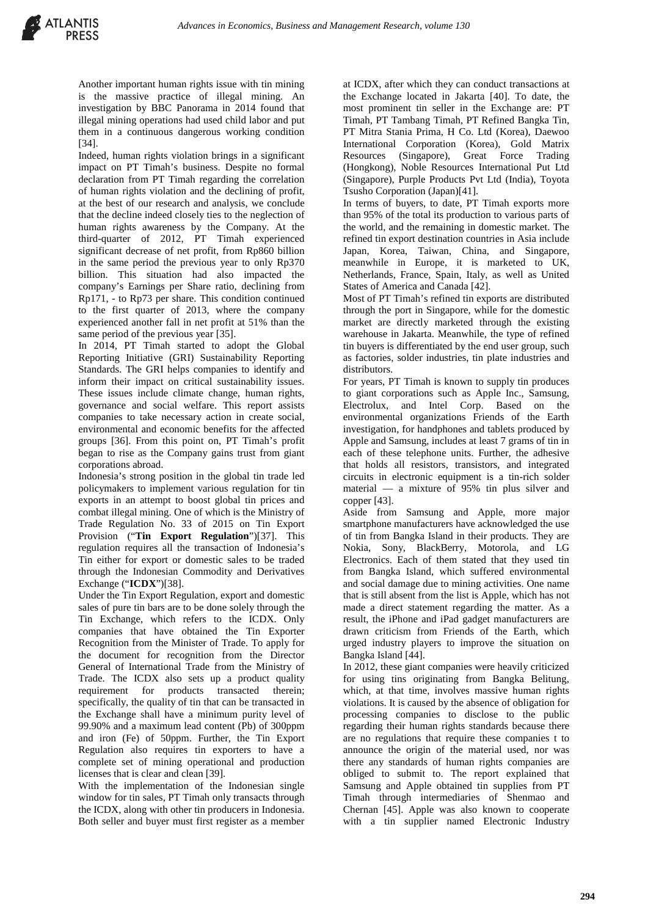Another important human rights issue with tin mining is the massive practice of illegal mining. An investigation by BBC Panorama in 2014 found that illegal mining operations had used child labor and put them in a continuous dangerous working condition [34].

Indeed, human rights violation brings in a significant impact on PT Timah's business. Despite no formal declaration from PT Timah regarding the correlation of human rights violation and the declining of profit, at the best of our research and analysis, we conclude that the decline indeed closely ties to the neglection of human rights awareness by the Company. At the third-quarter of 2012, PT Timah experienced significant decrease of net profit, from Rp860 billion in the same period the previous year to only Rp370 billion. This situation had also impacted the company's Earnings per Share ratio, declining from Rp171, - to Rp73 per share. This condition continued to the first quarter of 2013, where the company experienced another fall in net profit at 51% than the same period of the previous year [35].

In 2014, PT Timah started to adopt the Global Reporting Initiative (GRI) Sustainability Reporting Standards. The GRI helps companies to identify and inform their impact on critical sustainability issues. These issues include climate change, human rights, governance and social welfare. This report assists companies to take necessary action in create social, environmental and economic benefits for the affected groups [36]. From this point on, PT Timah's profit began to rise as the Company gains trust from giant corporations abroad.

Indonesia's strong position in the global tin trade led policymakers to implement various regulation for tin exports in an attempt to boost global tin prices and combat illegal mining. One of which is the Ministry of Trade Regulation No. 33 of 2015 on Tin Export Provision ("**Tin Export Regulation**")[37]. This regulation requires all the transaction of Indonesia's Tin either for export or domestic sales to be traded through the Indonesian Commodity and Derivatives Exchange ("**ICDX**")[38].

Under the Tin Export Regulation, export and domestic sales of pure tin bars are to be done solely through the Tin Exchange, which refers to the ICDX. Only companies that have obtained the Tin Exporter Recognition from the Minister of Trade. To apply for the document for recognition from the Director General of International Trade from the Ministry of Trade. The ICDX also sets up a product quality requirement for products transacted therein; specifically, the quality of tin that can be transacted in the Exchange shall have a minimum purity level of 99.90% and a maximum lead content (Pb) of 300ppm and iron (Fe) of 50ppm. Further, the Tin Export Regulation also requires tin exporters to have a complete set of mining operational and production licenses that is clear and clean [39].

With the implementation of the Indonesian single window for tin sales, PT Timah only transacts through the ICDX, along with other tin producers in Indonesia. Both seller and buyer must first register as a member at ICDX, after which they can conduct transactions at the Exchange located in Jakarta [40]. To date, the most prominent tin seller in the Exchange are: PT Timah, PT Tambang Timah, PT Refined Bangka Tin, PT Mitra Stania Prima, H Co. Ltd (Korea), Daewoo International Corporation (Korea), Gold Matrix Resources (Singapore), Great Force Trading (Hongkong), Noble Resources International Put Ltd (Singapore), Purple Products Pvt Ltd (India), Toyota Tsusho Corporation (Japan)[41].

In terms of buyers, to date, PT Timah exports more than 95% of the total its production to various parts of the world, and the remaining in domestic market. The refined tin export destination countries in Asia include Japan, Korea, Taiwan, China, and Singapore, meanwhile in Europe, it is marketed to UK, Netherlands, France, Spain, Italy, as well as United States of America and Canada [42].

Most of PT Timah's refined tin exports are distributed through the port in Singapore, while for the domestic market are directly marketed through the existing warehouse in Jakarta. Meanwhile, the type of refined tin buyers is differentiated by the end user group, such as factories, solder industries, tin plate industries and distributors.

For years, PT Timah is known to supply tin produces to giant corporations such as Apple Inc., Samsung, Electrolux, and Intel Corp. Based on the environmental organizations Friends of the Earth investigation, for handphones and tablets produced by Apple and Samsung, includes at least 7 grams of tin in each of these telephone units. Further, the adhesive that holds all resistors, transistors, and integrated circuits in electronic equipment is a tin-rich solder material — a mixture of 95% tin plus silver and copper [43].

Aside from Samsung and Apple, more major smartphone manufacturers have acknowledged the use of tin from Bangka Island in their products. They are Nokia, Sony, BlackBerry, Motorola, and LG Electronics. Each of them stated that they used tin from Bangka Island, which suffered environmental and social damage due to mining activities. One name that is still absent from the list is Apple, which has not made a direct statement regarding the matter. As a result, the iPhone and iPad gadget manufacturers are drawn criticism from Friends of the Earth, which urged industry players to improve the situation on Bangka Island [44].

In 2012, these giant companies were heavily criticized for using tins originating from Bangka Belitung, which, at that time, involves massive human rights violations. It is caused by the absence of obligation for processing companies to disclose to the public regarding their human rights standards because there are no regulations that require these companies t to announce the origin of the material used, nor was there any standards of human rights companies are obliged to submit to. The report explained that Samsung and Apple obtained tin supplies from PT Timah through intermediaries of Shenmao and Chernan [45]. Apple was also known to cooperate with a tin supplier named Electronic Industry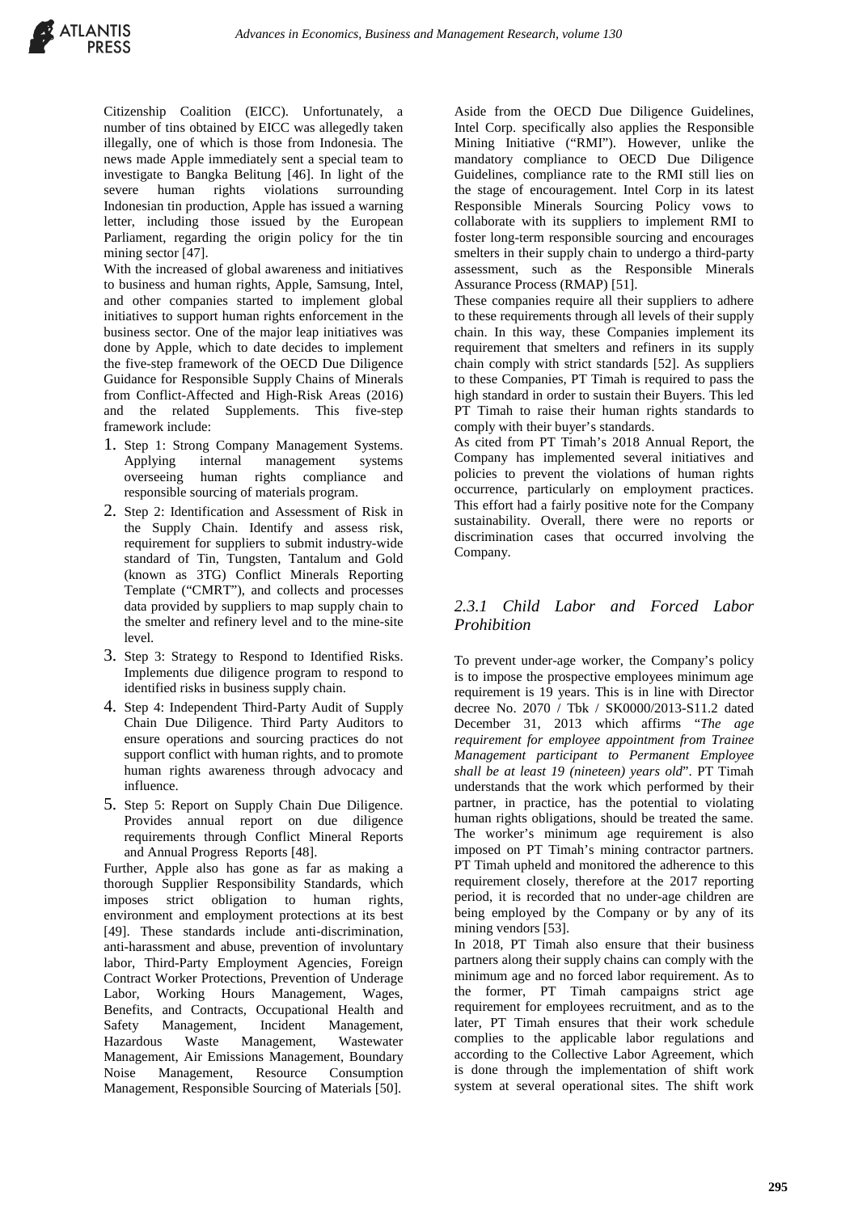Citizenship Coalition (EICC). Unfortunately, a number of tins obtained by EICC was allegedly taken illegally, one of which is those from Indonesia. The news made Apple immediately sent a special team to investigate to Bangka Belitung [46]. In light of the severe human rights violations surrounding Indonesian tin production, Apple has issued a warning letter, including those issued by the European Parliament, regarding the origin policy for the tin mining sector [47].

With the increased of global awareness and initiatives to business and human rights, Apple, Samsung, Intel, and other companies started to implement global initiatives to support human rights enforcement in the business sector. One of the major leap initiatives was done by Apple, which to date decides to implement the five-step framework of the OECD Due Diligence Guidance for Responsible Supply Chains of Minerals from Conflict-Affected and High-Risk Areas (2016) and the related Supplements. This five-step framework include:

1. Step 1: Strong Company Management Systems. Applying internal management systems overseeing human rights compliance and responsible sourcing of materials program.
2. Step 2: Identification and Assessment of Risk in the Supply Chain. Identify and assess risk, requirement for suppliers to submit industry-wide standard of Tin, Tungsten, Tantalum and Gold (known as 3TG) Conflict Minerals Reporting Template ("CMRT"), and collects and processes data provided by suppliers to map supply chain to the smelter and refinery level and to the mine-site level.
3. Step 3: Strategy to Respond to Identified Risks. Implements due diligence program to respond to identified risks in business supply chain.
4. Step 4: Independent Third-Party Audit of Supply Chain Due Diligence. Third Party Auditors to ensure operations and sourcing practices do not support conflict with human rights, and to promote human rights awareness through advocacy and influence.
5. Step 5: Report on Supply Chain Due Diligence. Provides annual report on due diligence requirements through Conflict Mineral Reports and Annual Progress Reports [48].

Further, Apple also has gone as far as making a thorough Supplier Responsibility Standards, which imposes strict obligation to human rights, environment and employment protections at its best [49]. These standards include anti-discrimination, anti-harassment and abuse, prevention of involuntary labor, Third-Party Employment Agencies, Foreign Contract Worker Protections, Prevention of Underage Labor, Working Hours Management, Wages, Benefits, and Contracts, Occupational Health and Safety Management, Incident Management, Hazardous Waste Management, Wastewater Management, Air Emissions Management, Boundary Noise Management, Resource Consumption Management, Responsible Sourcing of Materials [50].

Aside from the OECD Due Diligence Guidelines, Intel Corp. specifically also applies the Responsible Mining Initiative ("RMI"). However, unlike the mandatory compliance to OECD Due Diligence Guidelines, compliance rate to the RMI still lies on the stage of encouragement. Intel Corp in its latest Responsible Minerals Sourcing Policy vows to collaborate with its suppliers to implement RMI to foster long-term responsible sourcing and encourages smelters in their supply chain to undergo a third-party assessment, such as the Responsible Minerals Assurance Process (RMAP) [51].

These companies require all their suppliers to adhere to these requirements through all levels of their supply chain. In this way, these Companies implement its requirement that smelters and refiners in its supply chain comply with strict standards [52]. As suppliers to these Companies, PT Timah is required to pass the high standard in order to sustain their Buyers. This led PT Timah to raise their human rights standards to comply with their buyer's standards.

As cited from PT Timah's 2018 Annual Report, the Company has implemented several initiatives and policies to prevent the violations of human rights occurrence, particularly on employment practices. This effort had a fairly positive note for the Company sustainability. Overall, there were no reports or discrimination cases that occurred involving the Company.

### *2.3.1 Child Labor and Forced Labor Prohibition*

To prevent under-age worker, the Company's policy is to impose the prospective employees minimum age requirement is 19 years. This is in line with Director decree No. 2070 / Tbk / SK0000/2013-S11.2 dated December 31, 2013 which affirms "*The age requirement for employee appointment from Trainee Management participant to Permanent Employee shall be at least 19 (nineteen) years old*". PT Timah understands that the work which performed by their partner, in practice, has the potential to violating human rights obligations, should be treated the same. The worker's minimum age requirement is also imposed on PT Timah's mining contractor partners. PT Timah upheld and monitored the adherence to this requirement closely, therefore at the 2017 reporting period, it is recorded that no under-age children are being employed by the Company or by any of its mining vendors [53].

In 2018, PT Timah also ensure that their business partners along their supply chains can comply with the minimum age and no forced labor requirement. As to the former, PT Timah campaigns strict age requirement for employees recruitment, and as to the later, PT Timah ensures that their work schedule complies to the applicable labor regulations and according to the Collective Labor Agreement, which is done through the implementation of shift work system at several operational sites. The shift work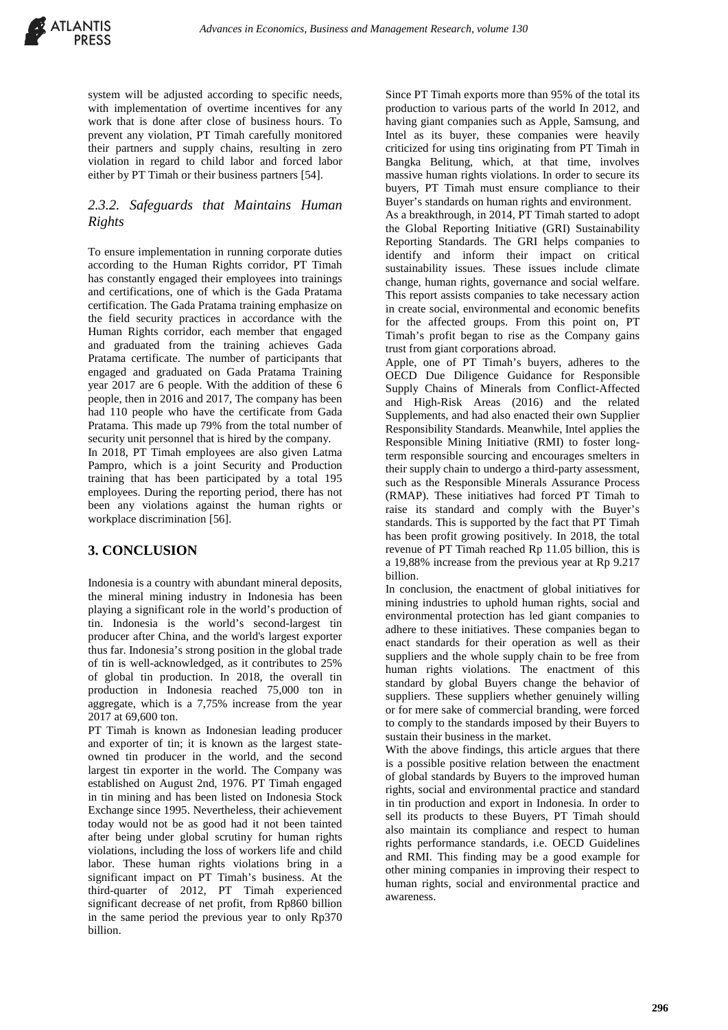system will be adjusted according to specific needs, with implementation of overtime incentives for any work that is done after close of business hours. To prevent any violation, PT Timah carefully monitored their partners and supply chains, resulting in zero violation in regard to child labor and forced labor either by PT Timah or their business partners [54].

### *2.3.2. Safeguards that Maintains Human Rights*

To ensure implementation in running corporate duties according to the Human Rights corridor, PT Timah has constantly engaged their employees into trainings and certifications, one of which is the Gada Pratama certification. The Gada Pratama training emphasize on the field security practices in accordance with the Human Rights corridor, each member that engaged and graduated from the training achieves Gada Pratama certificate. The number of participants that engaged and graduated on Gada Pratama Training year 2017 are 6 people. With the addition of these 6 people, then in 2016 and 2017, The company has been had 110 people who have the certificate from Gada Pratama. This made up 79% from the total number of security unit personnel that is hired by the company.

In 2018, PT Timah employees are also given Latma Pampro, which is a joint Security and Production training that has been participated by a total 195 employees. During the reporting period, there has not been any violations against the human rights or workplace discrimination [56].

## 3. CONCLUSION

Indonesia is a country with abundant mineral deposits, the mineral mining industry in Indonesia has been playing a significant role in the world's production of tin. Indonesia is the world's second-largest tin producer after China, and the world's largest exporter thus far. Indonesia's strong position in the global trade of tin is well-acknowledged, as it contributes to 25% of global tin production. In 2018, the overall tin production in Indonesia reached 75,000 ton in aggregate, which is a 7,75% increase from the year 2017 at 69,600 ton.

PT Timah is known as Indonesian leading producer and exporter of tin; it is known as the largest state-owned tin producer in the world, and the second largest tin exporter in the world. The Company was established on August 2nd, 1976. PT Timah engaged in tin mining and has been listed on Indonesia Stock Exchange since 1995. Nevertheless, their achievement today would not be as good had it not been tainted after being under global scrutiny for human rights violations, including the loss of workers life and child labor. These human rights violations bring in a significant impact on PT Timah's business. At the third-quarter of 2012, PT Timah experienced significant decrease of net profit, from Rp860 billion in the same period the previous year to only Rp370 billion.

Since PT Timah exports more than 95% of the total its production to various parts of the world In 2012, and having giant companies such as Apple, Samsung, and Intel as its buyer, these companies were heavily criticized for using tins originating from PT Timah in Bangka Belitung, which, at that time, involves massive human rights violations. In order to secure its buyers, PT Timah must ensure compliance to their Buyer's standards on human rights and environment.

As a breakthrough, in 2014, PT Timah started to adopt the Global Reporting Initiative (GRI) Sustainability Reporting Standards. The GRI helps companies to identify and inform their impact on critical sustainability issues. These issues include climate change, human rights, governance and social welfare. This report assists companies to take necessary action in create social, environmental and economic benefits for the affected groups. From this point on, PT Timah's profit began to rise as the Company gains trust from giant corporations abroad.

Apple, one of PT Timah's buyers, adheres to the OECD Due Diligence Guidance for Responsible Supply Chains of Minerals from Conflict-Affected and High-Risk Areas (2016) and the related Supplements, and had also enacted their own Supplier Responsibility Standards. Meanwhile, Intel applies the Responsible Mining Initiative (RMI) to foster long-term responsible sourcing and encourages smelters in their supply chain to undergo a third-party assessment, such as the Responsible Minerals Assurance Process (RMAP). These initiatives had forced PT Timah to raise its standard and comply with the Buyer's standards. This is supported by the fact that PT Timah has been profit growing positively. In 2018, the total revenue of PT Timah reached Rp 11.05 billion, this is a 19,88% increase from the previous year at Rp 9.217 billion.

In conclusion, the enactment of global initiatives for mining industries to uphold human rights, social and environmental protection has led giant companies to adhere to these initiatives. These companies began to enact standards for their operation as well as their suppliers and the whole supply chain to be free from human rights violations. The enactment of this standard by global Buyers change the behavior of suppliers. These suppliers whether genuinely willing or for mere sake of commercial branding, were forced to comply to the standards imposed by their Buyers to sustain their business in the market.

With the above findings, this article argues that there is a possible positive relation between the enactment of global standards by Buyers to the improved human rights, social and environmental practice and standard in tin production and export in Indonesia. In order to sell its products to these Buyers, PT Timah should also maintain its compliance and respect to human rights performance standards, i.e. OECD Guidelines and RMI. This finding may be a good example for other mining companies in improving their respect to human rights, social and environmental practice and awareness.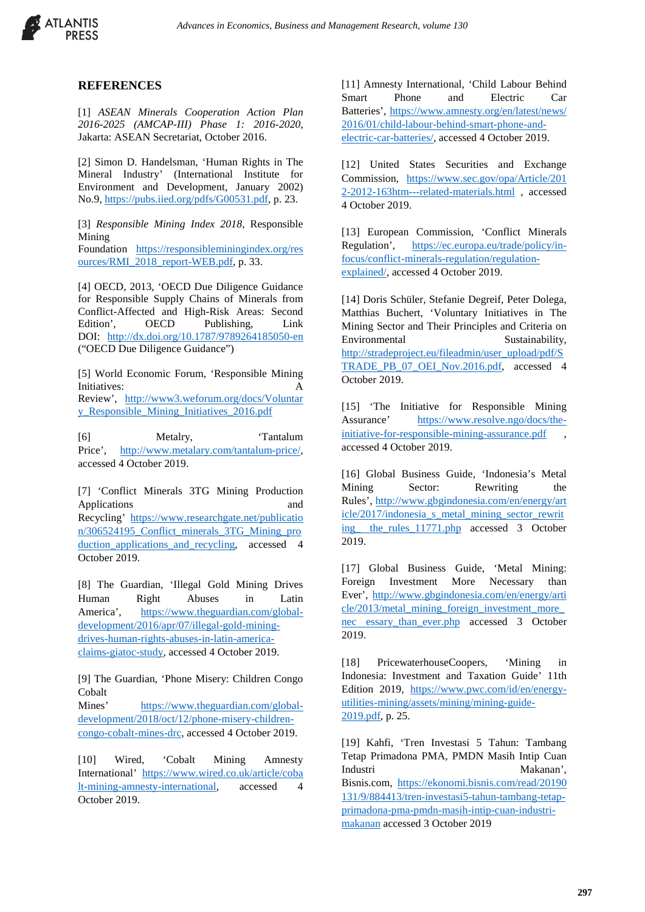## REFERENCES

[1] *ASEAN Minerals Cooperation Action Plan 2016-2025 (AMCAP-III) Phase 1: 2016-2020*, Jakarta: ASEAN Secretariat, October 2016.

[2] Simon D. Handelsman, 'Human Rights in The Mineral Industry' (International Institute for Environment and Development, January 2002) No.9, https://pubs.iied.org/pdfs/G00531.pdf, p. 23.

[3] *Responsible Mining Index 2018*, Responsible Mining Foundation https://responsibleminingindex.org/resources/RMI_2018_report-WEB.pdf, p. 33.

[4] OECD, 2013, 'OECD Due Diligence Guidance for Responsible Supply Chains of Minerals from Conflict-Affected and High-Risk Areas: Second Edition', OECD Publishing, Link DOI: http://dx.doi.org/10.1787/9789264185050-en ("OECD Due Diligence Guidance")

[5] World Economic Forum, 'Responsible Mining Initiatives: A Review', http://www3.weforum.org/docs/Voluntary_Responsible_Mining_Initiatives_2016.pdf

[6] Metalry, 'Tantalum Price', http://www.metalary.com/tantalum-price/, accessed 4 October 2019.

[7] 'Conflict Minerals 3TG Mining Production Applications and Recycling' https://www.researchgate.net/publication/306524195_Conflict_minerals_3TG_Mining_production_applications_and_recycling, accessed 4 October 2019.

[8] The Guardian, 'Illegal Gold Mining Drives Human Right Abuses in Latin America', https://www.theguardian.com/global-development/2016/apr/07/illegal-gold-mining-drives-human-rights-abuses-in-latin-america-claims-giatoc-study, accessed 4 October 2019.

[9] The Guardian, 'Phone Misery: Children Congo Cobalt Mines' https://www.theguardian.com/global-development/2018/oct/12/phone-misery-children-congo-cobalt-mines-drc, accessed 4 October 2019.

[10] Wired, 'Cobalt Mining Amnesty International' https://www.wired.co.uk/article/cobalt-mining-amnesty-international, accessed 4 October 2019.

[11] Amnesty International, 'Child Labour Behind Smart Phone and Electric Car Batteries', https://www.amnesty.org/en/latest/news/2016/01/child-labour-behind-smart-phone-and-electric-car-batteries/, accessed 4 October 2019.

[12] United States Securities and Exchange Commission, https://www.sec.gov/opa/Article/2012-2012-163htm---related-materials.html , accessed 4 October 2019.

[13] European Commission, 'Conflict Minerals Regulation', https://ec.europa.eu/trade/policy/in-focus/conflict-minerals-regulation/regulation-explained/, accessed 4 October 2019.

[14] Doris Schüler, Stefanie Degreif, Peter Dolega, Matthias Buchert, 'Voluntary Initiatives in The Mining Sector and Their Principles and Criteria on Environmental Sustainability, http://stradeproject.eu/fileadmin/user_upload/pdf/STRADE_PB_07_OEI_Nov.2016.pdf, accessed 4 October 2019.

[15] 'The Initiative for Responsible Mining Assurance' https://www.resolve.ngo/docs/the-initiative-for-responsible-mining-assurance.pdf , accessed 4 October 2019.

[16] Global Business Guide, 'Indonesia's Metal Mining Sector: Rewriting the Rules', http://www.gbgindonesia.com/en/energy/article/2017/indonesia_s_metal_mining_sector_rewriting_ the_rules_11771.php accessed 3 October 2019.

[17] Global Business Guide, 'Metal Mining: Foreign Investment More Necessary than Ever', http://www.gbgindonesia.com/en/energy/article/2013/metal_mining_foreign_investment_more_nec essary_than_ever.php accessed 3 October 2019.

[18] PricewaterhouseCoopers, 'Mining in Indonesia: Investment and Taxation Guide' 11th Edition 2019, https://www.pwc.com/id/en/energy-utilities-mining/assets/mining/mining-guide-2019.pdf, p. 25.

[19] Kahfi, 'Tren Investasi 5 Tahun: Tambang Tetap Primadona PMA, PMDN Masih Intip Cuan Industri Makanan', Bisnis.com, https://ekonomi.bisnis.com/read/20190131/9/884413/tren-investasi5-tahun-tambang-tetap-primadona-pma-pmdn-masih-intip-cuan-industri-makanan accessed 3 October 2019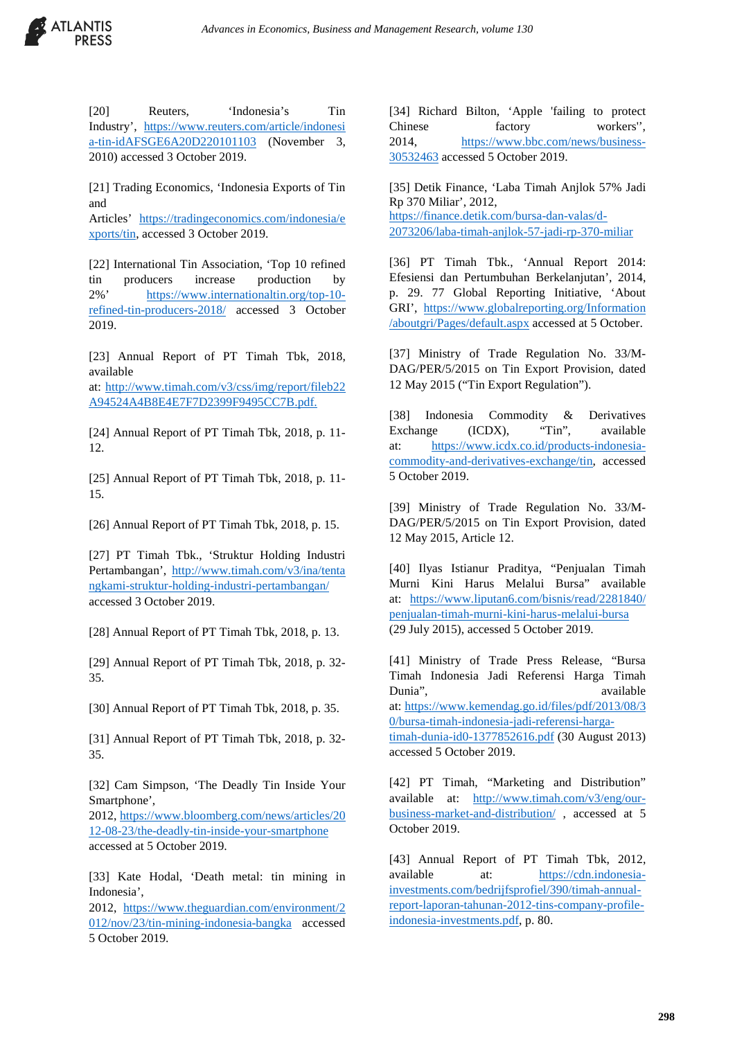[20] Reuters, 'Indonesia's Tin Industry', https://www.reuters.com/article/indonesia-tin-idAFSGE6A20D220101103 (November 3, 2010) accessed 3 October 2019.

[21] Trading Economics, 'Indonesia Exports of Tin and Articles' https://tradingeconomics.com/indonesia/exports/tin, accessed 3 October 2019.

[22] International Tin Association, 'Top 10 refined tin producers increase production by 2%' https://www.internationaltin.org/top-10-refined-tin-producers-2018/ accessed 3 October 2019.

[23] Annual Report of PT Timah Tbk, 2018, available at: http://www.timah.com/v3/css/img/report/fileb22A94524A4B8E4E7F7D2399F9495CC7B.pdf.

[24] Annual Report of PT Timah Tbk, 2018, p. 11-12.

[25] Annual Report of PT Timah Tbk, 2018, p. 11-15.

[26] Annual Report of PT Timah Tbk, 2018, p. 15.

[27] PT Timah Tbk., 'Struktur Holding Industri Pertambangan', http://www.timah.com/v3/ina/tentangkami-struktur-holding-industri-pertambangan/ accessed 3 October 2019.

[28] Annual Report of PT Timah Tbk, 2018, p. 13.

[29] Annual Report of PT Timah Tbk, 2018, p. 32-35.

[30] Annual Report of PT Timah Tbk, 2018, p. 35.

[31] Annual Report of PT Timah Tbk, 2018, p. 32-35.

[32] Cam Simpson, 'The Deadly Tin Inside Your Smartphone', 2012, https://www.bloomberg.com/news/articles/2012-08-23/the-deadly-tin-inside-your-smartphone accessed at 5 October 2019.

[33] Kate Hodal, 'Death metal: tin mining in Indonesia', 2012, https://www.theguardian.com/environment/2012/nov/23/tin-mining-indonesia-bangka accessed 5 October 2019.

[34] Richard Bilton, 'Apple 'failing to protect Chinese factory workers'', 2014, https://www.bbc.com/news/business-30532463 accessed 5 October 2019.

[35] Detik Finance, 'Laba Timah Anjlok 57% Jadi Rp 370 Miliar', 2012, https://finance.detik.com/bursa-dan-valas/d-2073206/laba-timah-anjlok-57-jadi-rp-370-miliar

[36] PT Timah Tbk., 'Annual Report 2014: Efesiensi dan Pertumbuhan Berkelanjutan', 2014, p. 29. 77 Global Reporting Initiative, 'About GRI', https://www.globalreporting.org/Information/aboutgri/Pages/default.aspx accessed at 5 October.

[37] Ministry of Trade Regulation No. 33/M-DAG/PER/5/2015 on Tin Export Provision, dated 12 May 2015 ("Tin Export Regulation").

[38] Indonesia Commodity & Derivatives Exchange (ICDX), "Tin", available at: https://www.icdx.co.id/products-indonesia-commodity-and-derivatives-exchange/tin, accessed 5 October 2019.

[39] Ministry of Trade Regulation No. 33/M-DAG/PER/5/2015 on Tin Export Provision, dated 12 May 2015, Article 12.

[40] Ilyas Istianur Praditya, "Penjualan Timah Murni Kini Harus Melalui Bursa" available at: https://www.liputan6.com/bisnis/read/2281840/penjualan-timah-murni-kini-harus-melalui-bursa (29 July 2015), accessed 5 October 2019.

[41] Ministry of Trade Press Release, "Bursa Timah Indonesia Jadi Referensi Harga Timah Dunia", available at: https://www.kemendag.go.id/files/pdf/2013/08/30/bursa-timah-indonesia-jadi-referensi-harga-timah-dunia-id0-1377852616.pdf (30 August 2013) accessed 5 October 2019.

[42] PT Timah, "Marketing and Distribution" available at: http://www.timah.com/v3/eng/our-business-market-and-distribution/ , accessed at 5 October 2019.

[43] Annual Report of PT Timah Tbk, 2012, available at: https://cdn.indonesia-investments.com/bedrijfsprofiel/390/timah-annual-report-laporan-tahunan-2012-tins-company-profile-indonesia-investments.pdf, p. 80.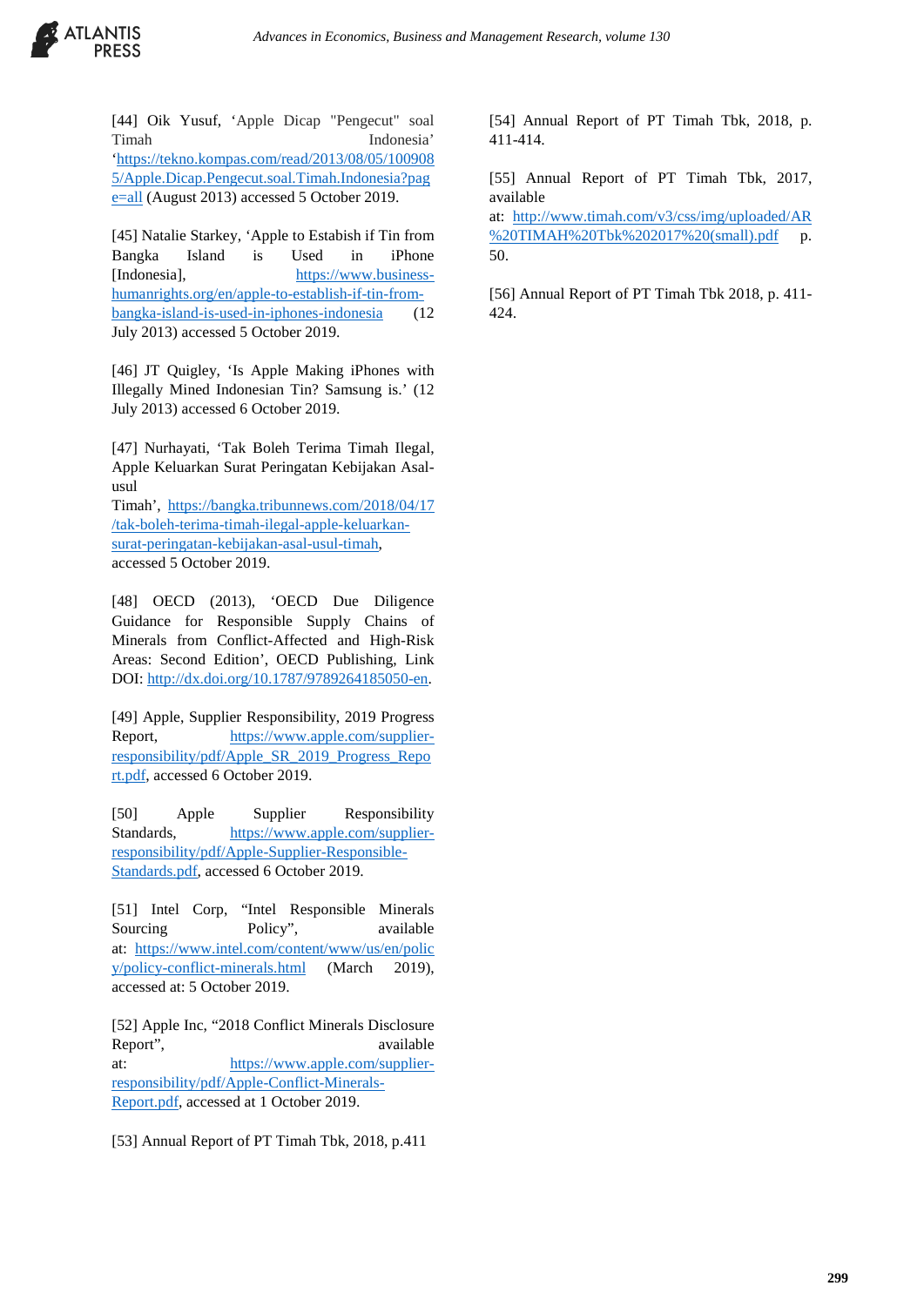[44] Oik Yusuf, 'Apple Dicap "Pengecut" soal Timah Indonesia' 'https://tekno.kompas.com/read/2013/08/05/1009085/Apple.Dicap.Pengecut.soal.Timah.Indonesia?page=all (August 2013) accessed 5 October 2019.

[45] Natalie Starkey, 'Apple to Estabish if Tin from Bangka Island is Used in iPhone [Indonesia], https://www.business-humanrights.org/en/apple-to-establish-if-tin-from-bangka-island-is-used-in-iphones-indonesia (12 July 2013) accessed 5 October 2019.

[46] JT Quigley, 'Is Apple Making iPhones with Illegally Mined Indonesian Tin? Samsung is.' (12 July 2013) accessed 6 October 2019.

[47] Nurhayati, 'Tak Boleh Terima Timah Ilegal, Apple Keluarkan Surat Peringatan Kebijakan Asal-usul Timah', https://bangka.tribunnews.com/2018/04/17/tak-boleh-terima-timah-ilegal-apple-keluarkan-surat-peringatan-kebijakan-asal-usul-timah, accessed 5 October 2019.

[48] OECD (2013), 'OECD Due Diligence Guidance for Responsible Supply Chains of Minerals from Conflict-Affected and High-Risk Areas: Second Edition', OECD Publishing, Link DOI: http://dx.doi.org/10.1787/9789264185050-en.

[49] Apple, Supplier Responsibility, 2019 Progress Report, https://www.apple.com/supplier-responsibility/pdf/Apple_SR_2019_Progress_Report.pdf, accessed 6 October 2019.

[50] Apple Supplier Responsibility Standards, https://www.apple.com/supplier-responsibility/pdf/Apple-Supplier-Responsible-Standards.pdf, accessed 6 October 2019.

[51] Intel Corp, "Intel Responsible Minerals Sourcing Policy", available at: https://www.intel.com/content/www/us/en/policy/policy-conflict-minerals.html (March 2019), accessed at: 5 October 2019.

[52] Apple Inc, "2018 Conflict Minerals Disclosure Report", available at: https://www.apple.com/supplier-responsibility/pdf/Apple-Conflict-Minerals-Report.pdf, accessed at 1 October 2019.

[53] Annual Report of PT Timah Tbk, 2018, p.411

[54] Annual Report of PT Timah Tbk, 2018, p. 411-414.

[55] Annual Report of PT Timah Tbk, 2017, available at: http://www.timah.com/v3/css/img/uploaded/AR%20TIMAH%20Tbk%202017%20(small).pdf p. 50.

[56] Annual Report of PT Timah Tbk 2018, p. 411-424.